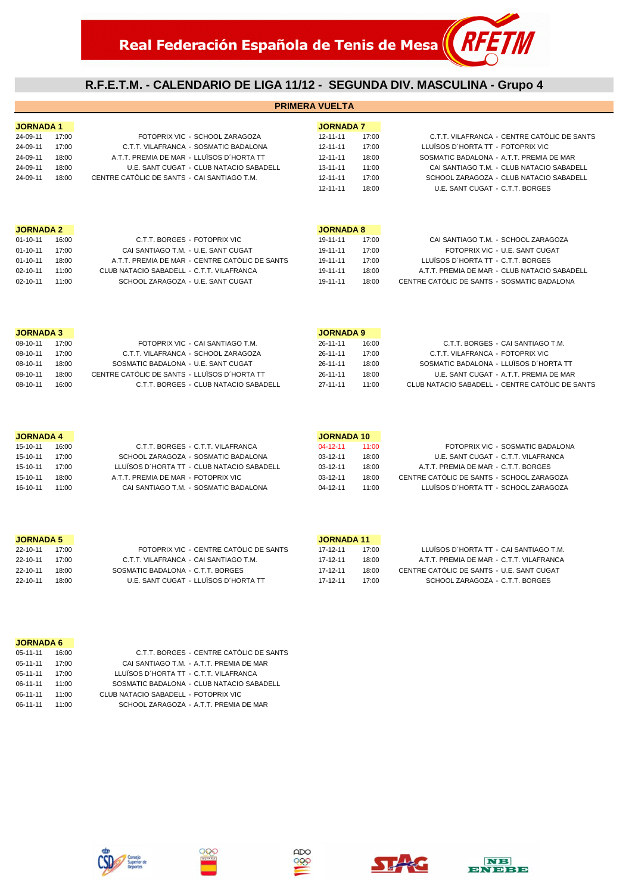Real Federación Española de Tenis de Mesa

# R.F.E.T.M. - CALENDARIO DE LIGA 11/12 - SEGUNDA DIV. MASCULINA - Grupo 4

## PRIMERA VUELTA

**JORNADA 1**

| Fecha | Hora | Partido |
|---|---|---|
| 24-09-11 | 17:00 | FOTOPRIX VIC - SCHOOL ZARAGOZA |
| 24-09-11 | 17:00 | C.T.T. VILAFRANCA - SOSMATIC BADALONA |
| 24-09-11 | 18:00 | A.T.T. PREMIA DE MAR - LLUÏSOS D´HORTA TT |
| 24-09-11 | 18:00 | U.E. SANT CUGAT - CLUB NATACIO SABADELL |
| 24-09-11 | 18:00 | CENTRE CATÒLIC DE SANTS - CAI SANTIAGO T.M. |

**JORNADA 2**

| Fecha | Hora | Partido |
|---|---|---|
| 01-10-11 | 16:00 | C.T.T. BORGES - FOTOPRIX VIC |
| 01-10-11 | 17:00 | CAI SANTIAGO T.M. - U.E. SANT CUGAT |
| 01-10-11 | 18:00 | A.T.T. PREMIA DE MAR - CENTRE CATÒLIC DE SANTS |
| 02-10-11 | 11:00 | CLUB NATACIO SABADELL - C.T.T. VILAFRANCA |
| 02-10-11 | 11:00 | SCHOOL ZARAGOZA - U.E. SANT CUGAT |

**JORNADA 3**

| Fecha | Hora | Partido |
|---|---|---|
| 08-10-11 | 17:00 | FOTOPRIX VIC - CAI SANTIAGO T.M. |
| 08-10-11 | 17:00 | C.T.T. VILAFRANCA - SCHOOL ZARAGOZA |
| 08-10-11 | 18:00 | SOSMATIC BADALONA - U.E. SANT CUGAT |
| 08-10-11 | 18:00 | CENTRE CATÒLIC DE SANTS - LLUÏSOS D´HORTA TT |
| 08-10-11 | 16:00 | C.T.T. BORGES - CLUB NATACIO SABADELL |

**JORNADA 4**

| Fecha | Hora | Partido |
|---|---|---|
| 15-10-11 | 16:00 | C.T.T. BORGES - C.T.T. VILAFRANCA |
| 15-10-11 | 17:00 | SCHOOL ZARAGOZA - SOSMATIC BADALONA |
| 15-10-11 | 17:00 | LLUÏSOS D´HORTA TT - CLUB NATACIO SABADELL |
| 15-10-11 | 18:00 | A.T.T. PREMIA DE MAR - FOTOPRIX VIC |
| 16-10-11 | 11:00 | CAI SANTIAGO T.M. - SOSMATIC BADALONA |

**JORNADA 5**

| Fecha | Hora | Partido |
|---|---|---|
| 22-10-11 | 17:00 | FOTOPRIX VIC - CENTRE CATÒLIC DE SANTS |
| 22-10-11 | 17:00 | C.T.T. VILAFRANCA - CAI SANTIAGO T.M. |
| 22-10-11 | 18:00 | SOSMATIC BADALONA - C.T.T. BORGES |
| 22-10-11 | 18:00 | U.E. SANT CUGAT - LLUÏSOS D´HORTA TT |

**JORNADA 6**

| Fecha | Hora | Partido |
|---|---|---|
| 05-11-11 | 16:00 | C.T.T. BORGES - CENTRE CATÒLIC DE SANTS |
| 05-11-11 | 17:00 | CAI SANTIAGO T.M. - A.T.T. PREMIA DE MAR |
| 05-11-11 | 17:00 | LLUÏSOS D´HORTA TT - C.T.T. VILAFRANCA |
| 06-11-11 | 11:00 | SOSMATIC BADALONA - CLUB NATACIO SABADELL |
| 06-11-11 | 11:00 | CLUB NATACIO SABADELL - FOTOPRIX VIC |
| 06-11-11 | 11:00 | SCHOOL ZARAGOZA - A.T.T. PREMIA DE MAR |

**JORNADA 7**

| Fecha | Hora | Partido |
|---|---|---|
| 12-11-11 | 17:00 | C.T.T. VILAFRANCA - CENTRE CATÒLIC DE SANTS |
| 12-11-11 | 17:00 | LLUÏSOS D´HORTA TT - FOTOPRIX VIC |
| 12-11-11 | 18:00 | SOSMATIC BADALONA - A.T.T. PREMIA DE MAR |
| 13-11-11 | 11:00 | CAI SANTIAGO T.M. - CLUB NATACIO SABADELL |
| 12-11-11 | 17:00 | SCHOOL ZARAGOZA - CLUB NATACIO SABADELL |
| 12-11-11 | 18:00 | U.E. SANT CUGAT - C.T.T. BORGES |

**JORNADA 8**

| Fecha | Hora | Partido |
|---|---|---|
| 19-11-11 | 17:00 | CAI SANTIAGO T.M. - SCHOOL ZARAGOZA |
| 19-11-11 | 17:00 | FOTOPRIX VIC - U.E. SANT CUGAT |
| 19-11-11 | 17:00 | LLUÏSOS D´HORTA TT - C.T.T. BORGES |
| 19-11-11 | 18:00 | A.T.T. PREMIA DE MAR - CLUB NATACIO SABADELL |
| 19-11-11 | 18:00 | CENTRE CATÒLIC DE SANTS - SOSMATIC BADALONA |

**JORNADA 9**

| Fecha | Hora | Partido |
|---|---|---|
| 26-11-11 | 16:00 | C.T.T. BORGES - CAI SANTIAGO T.M. |
| 26-11-11 | 17:00 | C.T.T. VILAFRANCA - FOTOPRIX VIC |
| 26-11-11 | 18:00 | SOSMATIC BADALONA - LLUÏSOS D´HORTA TT |
| 26-11-11 | 18:00 | U.E. SANT CUGAT - A.T.T. PREMIA DE MAR |
| 27-11-11 | 11:00 | CLUB NATACIO SABADELL - CENTRE CATÒLIC DE SANTS |

**JORNADA 10**

| Fecha | Hora | Partido |
|---|---|---|
| 04-12-11 | 11:00 | FOTOPRIX VIC - SOSMATIC BADALONA |
| 03-12-11 | 18:00 | U.E. SANT CUGAT - C.T.T. VILAFRANCA |
| 03-12-11 | 18:00 | A.T.T. PREMIA DE MAR - C.T.T. BORGES |
| 03-12-11 | 18:00 | CENTRE CATÒLIC DE SANTS - SCHOOL ZARAGOZA |
| 04-12-11 | 11:00 | LLUÏSOS D´HORTA TT - SCHOOL ZARAGOZA |

**JORNADA 11**

| Fecha | Hora | Partido |
|---|---|---|
| 17-12-11 | 17:00 | LLUÏSOS D´HORTA TT - CAI SANTIAGO T.M. |
| 17-12-11 | 18:00 | A.T.T. PREMIA DE MAR - C.T.T. VILAFRANCA |
| 17-12-11 | 18:00 | CENTRE CATÒLIC DE SANTS - U.E. SANT CUGAT |
| 17-12-11 | 17:00 | SCHOOL ZARAGOZA - C.T.T. BORGES |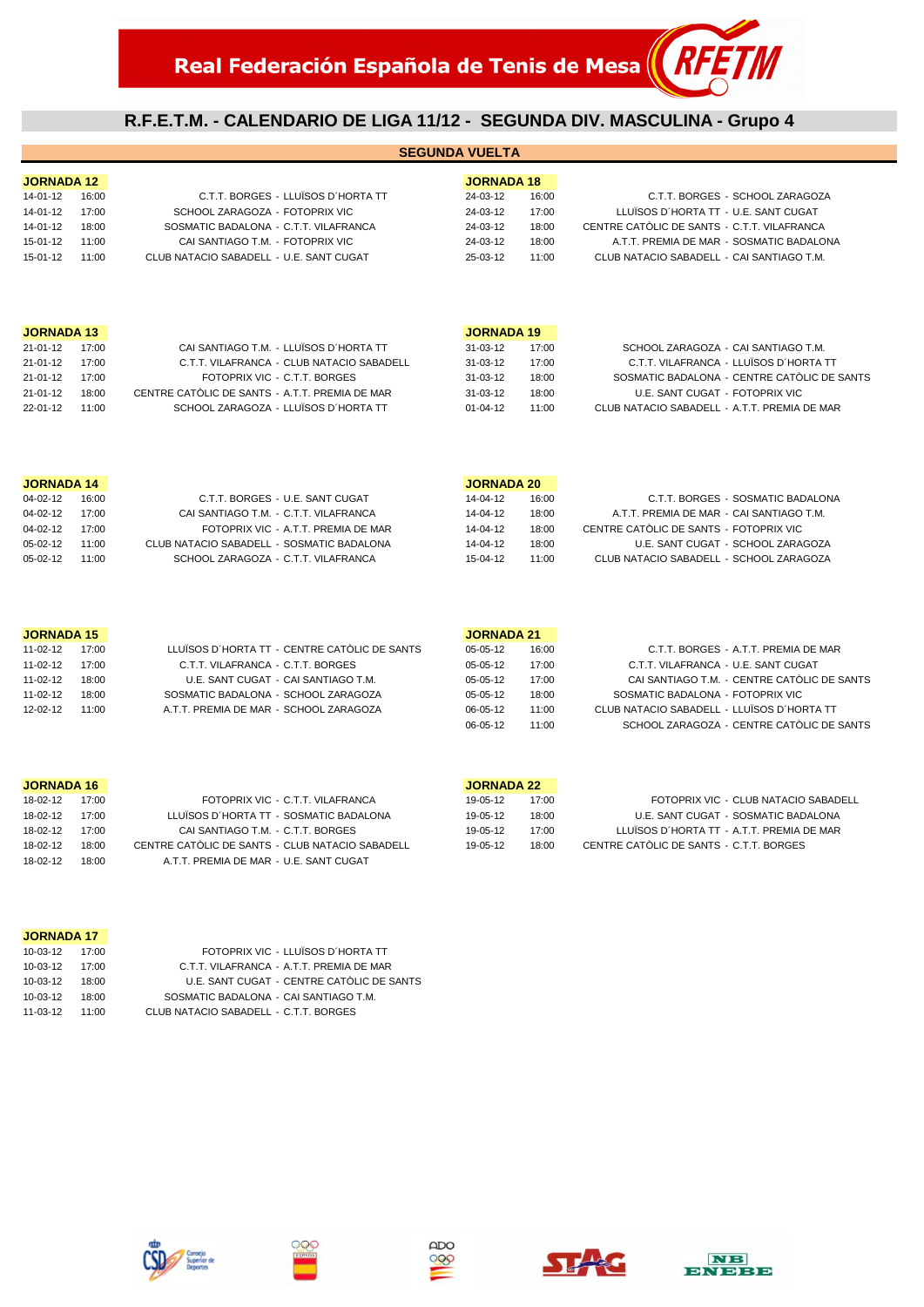Real Federación Española de Tenis de Mesa

## R.F.E.T.M. - CALENDARIO DE LIGA 11/12 - SEGUNDA DIV. MASCULINA - Grupo 4

### SEGUNDA VUELTA

**JORNADA 12**

| | | |
|---|---|---|
| 14-01-12 | 16:00 | C.T.T. BORGES - LLUÏSOS D´HORTA TT |
| 14-01-12 | 17:00 | SCHOOL ZARAGOZA - FOTOPRIX VIC |
| 14-01-12 | 18:00 | SOSMATIC BADALONA - C.T.T. VILAFRANCA |
| 15-01-12 | 11:00 | CAI SANTIAGO T.M. - FOTOPRIX VIC |
| 15-01-12 | 11:00 | CLUB NATACIO SABADELL - U.E. SANT CUGAT |

**JORNADA 13**

| | | |
|---|---|---|
| 21-01-12 | 17:00 | CAI SANTIAGO T.M. - LLUÏSOS D´HORTA TT |
| 21-01-12 | 17:00 | C.T.T. VILAFRANCA - CLUB NATACIO SABADELL |
| 21-01-12 | 17:00 | FOTOPRIX VIC - C.T.T. BORGES |
| 21-01-12 | 18:00 | CENTRE CATÒLIC DE SANTS - A.T.T. PREMIA DE MAR |
| 22-01-12 | 11:00 | SCHOOL ZARAGOZA - LLUÏSOS D´HORTA TT |

**JORNADA 14**

| | | |
|---|---|---|
| 04-02-12 | 16:00 | C.T.T. BORGES - U.E. SANT CUGAT |
| 04-02-12 | 17:00 | CAI SANTIAGO T.M. - C.T.T. VILAFRANCA |
| 04-02-12 | 17:00 | FOTOPRIX VIC - A.T.T. PREMIA DE MAR |
| 05-02-12 | 11:00 | CLUB NATACIO SABADELL - SOSMATIC BADALONA |
| 05-02-12 | 11:00 | SCHOOL ZARAGOZA - C.T.T. VILAFRANCA |

**JORNADA 15**

| | | |
|---|---|---|
| 11-02-12 | 17:00 | LLUÏSOS D´HORTA TT - CENTRE CATÒLIC DE SANTS |
| 11-02-12 | 17:00 | C.T.T. VILAFRANCA - C.T.T. BORGES |
| 11-02-12 | 18:00 | U.E. SANT CUGAT - CAI SANTIAGO T.M. |
| 11-02-12 | 18:00 | SOSMATIC BADALONA - SCHOOL ZARAGOZA |
| 12-02-12 | 11:00 | A.T.T. PREMIA DE MAR - SCHOOL ZARAGOZA |

**JORNADA 16**

| | | |
|---|---|---|
| 18-02-12 | 17:00 | FOTOPRIX VIC - C.T.T. VILAFRANCA |
| 18-02-12 | 17:00 | LLUÏSOS D´HORTA TT - SOSMATIC BADALONA |
| 18-02-12 | 17:00 | CAI SANTIAGO T.M. - C.T.T. BORGES |
| 18-02-12 | 18:00 | CENTRE CATÒLIC DE SANTS - CLUB NATACIO SABADELL |
| 18-02-12 | 18:00 | A.T.T. PREMIA DE MAR - U.E. SANT CUGAT |

**JORNADA 17**

| | | |
|---|---|---|
| 10-03-12 | 17:00 | FOTOPRIX VIC - LLUÏSOS D´HORTA TT |
| 10-03-12 | 17:00 | C.T.T. VILAFRANCA - A.T.T. PREMIA DE MAR |
| 10-03-12 | 18:00 | U.E. SANT CUGAT - CENTRE CATÒLIC DE SANTS |
| 10-03-12 | 18:00 | SOSMATIC BADALONA - CAI SANTIAGO T.M. |
| 11-03-12 | 11:00 | CLUB NATACIO SABADELL - C.T.T. BORGES |

**JORNADA 18**

| | | |
|---|---|---|
| 24-03-12 | 16:00 | C.T.T. BORGES - SCHOOL ZARAGOZA |
| 24-03-12 | 17:00 | LLUÏSOS D´HORTA TT - U.E. SANT CUGAT |
| 24-03-12 | 18:00 | CENTRE CATÒLIC DE SANTS - C.T.T. VILAFRANCA |
| 24-03-12 | 18:00 | A.T.T. PREMIA DE MAR - SOSMATIC BADALONA |
| 25-03-12 | 11:00 | CLUB NATACIO SABADELL - CAI SANTIAGO T.M. |

**JORNADA 19**

| | | |
|---|---|---|
| 31-03-12 | 17:00 | SCHOOL ZARAGOZA - CAI SANTIAGO T.M. |
| 31-03-12 | 17:00 | C.T.T. VILAFRANCA - LLUÏSOS D´HORTA TT |
| 31-03-12 | 18:00 | SOSMATIC BADALONA - CENTRE CATÒLIC DE SANTS |
| 31-03-12 | 18:00 | U.E. SANT CUGAT - FOTOPRIX VIC |
| 01-04-12 | 11:00 | CLUB NATACIO SABADELL - A.T.T. PREMIA DE MAR |

**JORNADA 20**

| | | |
|---|---|---|
| 14-04-12 | 16:00 | C.T.T. BORGES - SOSMATIC BADALONA |
| 14-04-12 | 18:00 | A.T.T. PREMIA DE MAR - CAI SANTIAGO T.M. |
| 14-04-12 | 18:00 | CENTRE CATÒLIC DE SANTS - FOTOPRIX VIC |
| 14-04-12 | 18:00 | U.E. SANT CUGAT - SCHOOL ZARAGOZA |
| 15-04-12 | 11:00 | CLUB NATACIO SABADELL - SCHOOL ZARAGOZA |

**JORNADA 21**

| | | |
|---|---|---|
| 05-05-12 | 16:00 | C.T.T. BORGES - A.T.T. PREMIA DE MAR |
| 05-05-12 | 17:00 | C.T.T. VILAFRANCA - U.E. SANT CUGAT |
| 05-05-12 | 17:00 | CAI SANTIAGO T.M. - CENTRE CATÒLIC DE SANTS |
| 05-05-12 | 18:00 | SOSMATIC BADALONA - FOTOPRIX VIC |
| 06-05-12 | 11:00 | CLUB NATACIO SABADELL - LLUÏSOS D´HORTA TT |
| 06-05-12 | 11:00 | SCHOOL ZARAGOZA - CENTRE CATÒLIC DE SANTS |

**JORNADA 22**

| | | |
|---|---|---|
| 19-05-12 | 17:00 | FOTOPRIX VIC - CLUB NATACIO SABADELL |
| 19-05-12 | 18:00 | U.E. SANT CUGAT - SOSMATIC BADALONA |
| 19-05-12 | 17:00 | LLUÏSOS D´HORTA TT - A.T.T. PREMIA DE MAR |
| 19-05-12 | 18:00 | CENTRE CATÒLIC DE SANTS - C.T.T. BORGES |